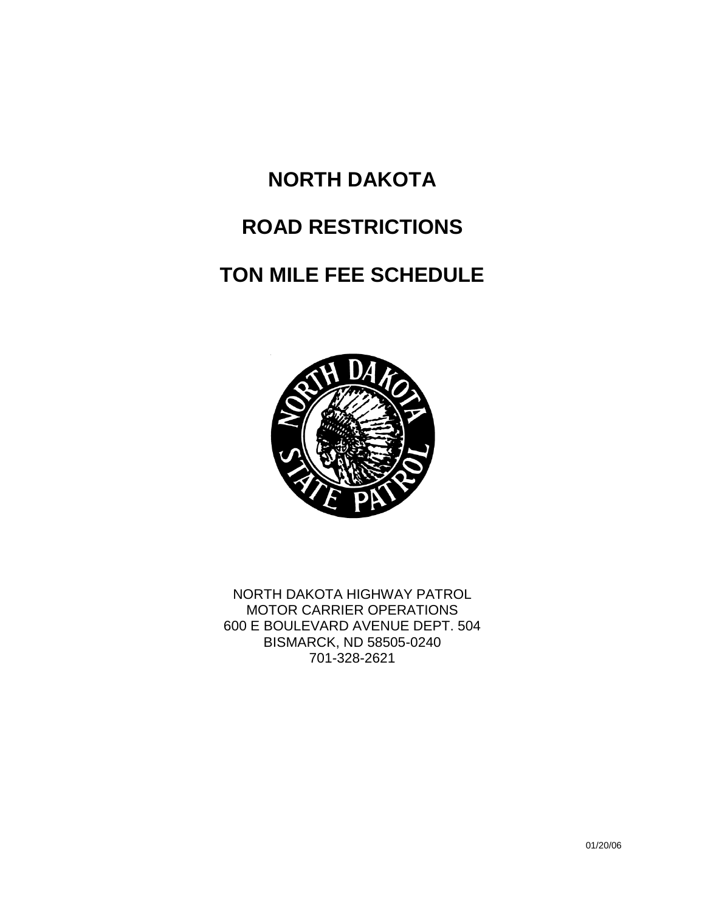# NORTH DAKOTA

# ROAD RESTRICTIONS

# TON MILE FEE SCHEDULE

NORTH DAKOTA HIGHWAY PATROL
MOTOR CARRIER OPERATIONS
600 E BOULEVARD AVENUE DEPT. 504
BISMARCK, ND 58505-0240
701-328-2621

01/20/06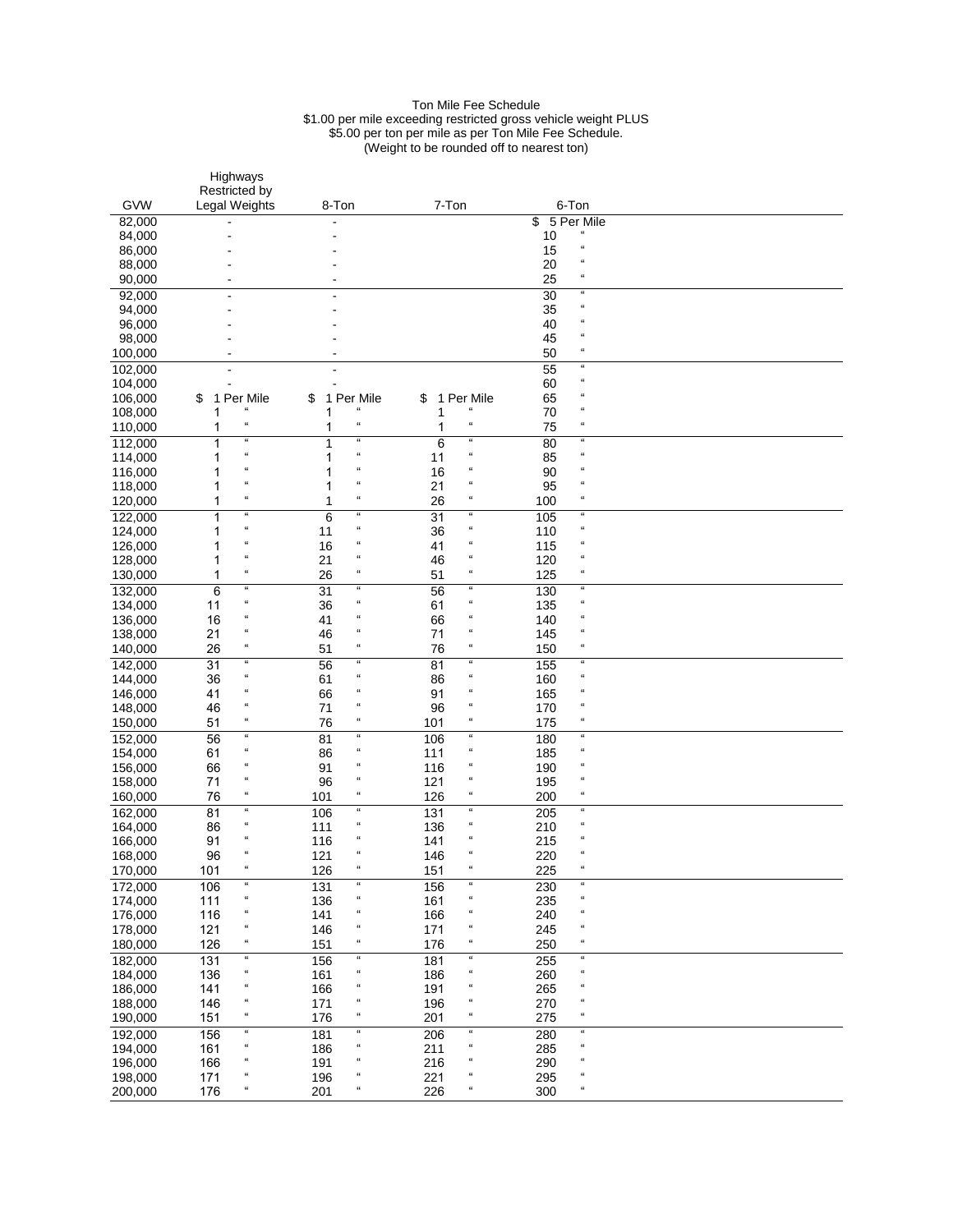Ton Mile Fee Schedule
$1.00 per mile exceeding restricted gross vehicle weight PLUS
$5.00 per ton per mile as per Ton Mile Fee Schedule.
(Weight to be rounded off to nearest ton)

| GVW | Highways Restricted by Legal Weights | 8-Ton | 7-Ton | 6-Ton |
|---|---|---|---|---|
| 82,000 | - | - | | $ 5 Per Mile |
| 84,000 | - | - | | 10 " |
| 86,000 | - | - | | 15 " |
| 88,000 | - | - | | 20 " |
| 90,000 | - | - | | 25 " |
| 92,000 | - | - | | 30 " |
| 94,000 | - | - | | 35 " |
| 96,000 | - | - | | 40 " |
| 98,000 | - | - | | 45 " |
| 100,000 | - | - | | 50 " |
| 102,000 | - | - | | 55 " |
| 104,000 | - | - | | 60 " |
| 106,000 | $ 1 Per Mile | $ 1 Per Mile | $ 1 Per Mile | 65 " |
| 108,000 | 1 " | 1 " | 1 " | 70 " |
| 110,000 | 1 " | 1 " | 1 " | 75 " |
| 112,000 | 1 " | 1 " | 6 " | 80 " |
| 114,000 | 1 " | 1 " | 11 " | 85 " |
| 116,000 | 1 " | 1 " | 16 " | 90 " |
| 118,000 | 1 " | 1 " | 21 " | 95 " |
| 120,000 | 1 " | 1 " | 26 " | 100 " |
| 122,000 | 1 " | 6 " | 31 " | 105 " |
| 124,000 | 1 " | 11 " | 36 " | 110 " |
| 126,000 | 1 " | 16 " | 41 " | 115 " |
| 128,000 | 1 " | 21 " | 46 " | 120 " |
| 130,000 | 1 " | 26 " | 51 " | 125 " |
| 132,000 | 6 " | 31 " | 56 " | 130 " |
| 134,000 | 11 " | 36 " | 61 " | 135 " |
| 136,000 | 16 " | 41 " | 66 " | 140 " |
| 138,000 | 21 " | 46 " | 71 " | 145 " |
| 140,000 | 26 " | 51 " | 76 " | 150 " |
| 142,000 | 31 " | 56 " | 81 " | 155 " |
| 144,000 | 36 " | 61 " | 86 " | 160 " |
| 146,000 | 41 " | 66 " | 91 " | 165 " |
| 148,000 | 46 " | 71 " | 96 " | 170 " |
| 150,000 | 51 " | 76 " | 101 " | 175 " |
| 152,000 | 56 " | 81 " | 106 " | 180 " |
| 154,000 | 61 " | 86 " | 111 " | 185 " |
| 156,000 | 66 " | 91 " | 116 " | 190 " |
| 158,000 | 71 " | 96 " | 121 " | 195 " |
| 160,000 | 76 " | 101 " | 126 " | 200 " |
| 162,000 | 81 " | 106 " | 131 " | 205 " |
| 164,000 | 86 " | 111 " | 136 " | 210 " |
| 166,000 | 91 " | 116 " | 141 " | 215 " |
| 168,000 | 96 " | 121 " | 146 " | 220 " |
| 170,000 | 101 " | 126 " | 151 " | 225 " |
| 172,000 | 106 " | 131 " | 156 " | 230 " |
| 174,000 | 111 " | 136 " | 161 " | 235 " |
| 176,000 | 116 " | 141 " | 166 " | 240 " |
| 178,000 | 121 " | 146 " | 171 " | 245 " |
| 180,000 | 126 " | 151 " | 176 " | 250 " |
| 182,000 | 131 " | 156 " | 181 " | 255 " |
| 184,000 | 136 " | 161 " | 186 " | 260 " |
| 186,000 | 141 " | 166 " | 191 " | 265 " |
| 188,000 | 146 " | 171 " | 196 " | 270 " |
| 190,000 | 151 " | 176 " | 201 " | 275 " |
| 192,000 | 156 " | 181 " | 206 " | 280 " |
| 194,000 | 161 " | 186 " | 211 " | 285 " |
| 196,000 | 166 " | 191 " | 216 " | 290 " |
| 198,000 | 171 " | 196 " | 221 " | 295 " |
| 200,000 | 176 " | 201 " | 226 " | 300 " |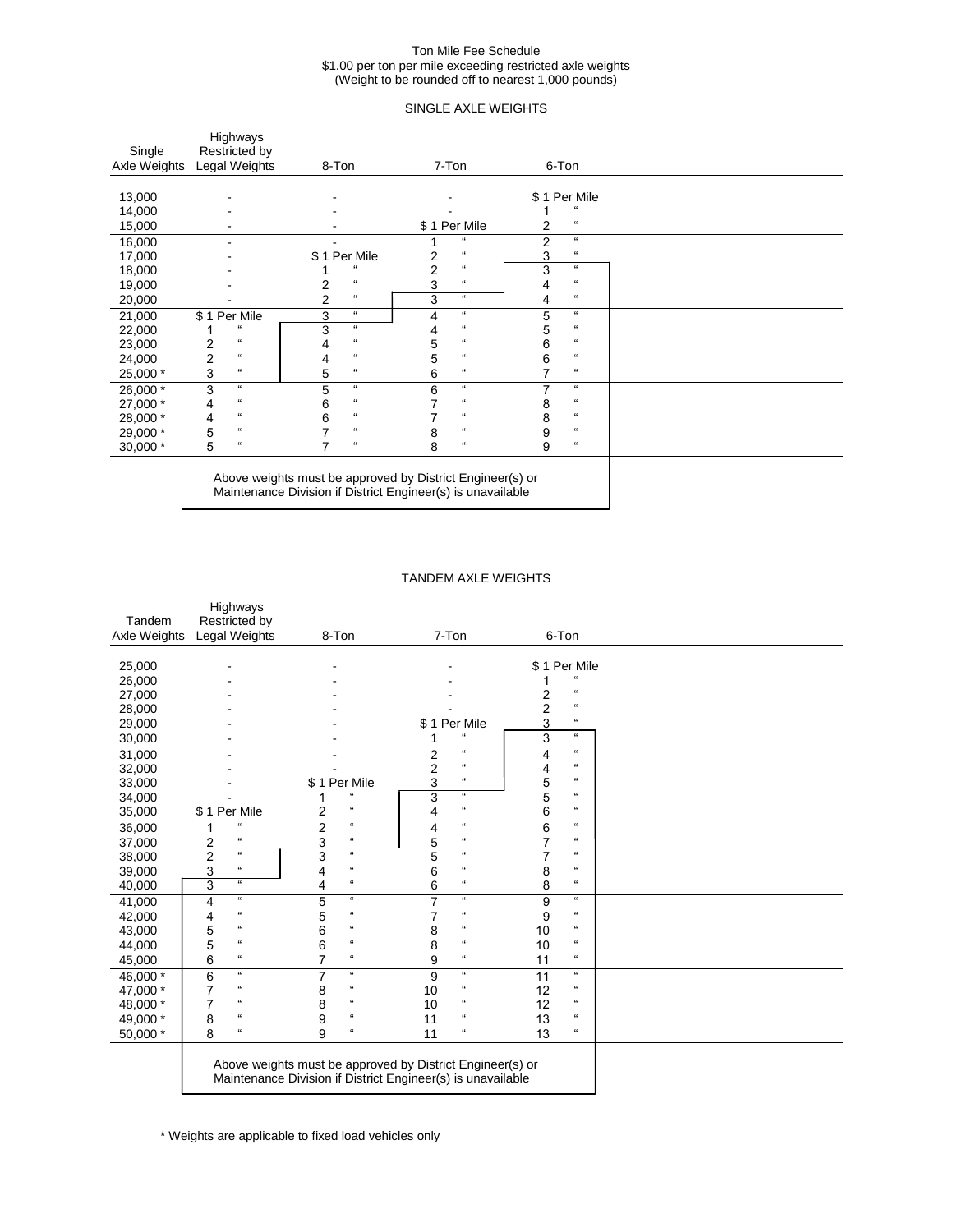Ton Mile Fee Schedule
$1.00 per ton per mile exceeding restricted axle weights
(Weight to be rounded off to nearest 1,000 pounds)

## SINGLE AXLE WEIGHTS

| Single Axle Weights | Highways Restricted by Legal Weights | 8-Ton | 7-Ton | 6-Ton |
|---|---|---|---|---|
| 13,000 | - | - | - | $ 1 Per Mile |
| 14,000 | - | - | - | 1 " |
| 15,000 | - | - | $ 1 Per Mile | 2 " |
| 16,000 | - | - | 1 " | 2 " |
| 17,000 | - | $ 1 Per Mile | 2 " | 3 " |
| 18,000 | - | 1 " | 2 " | 3 " |
| 19,000 | - | 2 " | 3 " | 4 " |
| 20,000 | - | 2 " | 3 " | 4 " |
| 21,000 | $ 1 Per Mile | 3 " | 4 " | 5 " |
| 22,000 | 1 " | 3 " | 4 " | 5 " |
| 23,000 | 2 " | 4 " | 5 " | 6 " |
| 24,000 | 2 " | 4 " | 5 " | 6 " |
| 25,000 * | 3 " | 5 " | 6 " | 7 " |
| 26,000 * | 3 " | 5 " | 6 " | 7 " |
| 27,000 * | 4 " | 6 " | 7 " | 8 " |
| 28,000 * | 4 " | 6 " | 7 " | 8 " |
| 29,000 * | 5 " | 7 " | 8 " | 9 " |
| 30,000 * | 5 " | 7 " | 8 " | 9 " |

Above weights must be approved by District Engineer(s) or Maintenance Division if District Engineer(s) is unavailable

## TANDEM AXLE WEIGHTS

| Tandem Axle Weights | Highways Restricted by Legal Weights | 8-Ton | 7-Ton | 6-Ton |
|---|---|---|---|---|
| 25,000 | - | - | - | $ 1 Per Mile |
| 26,000 | - | - | - | 1 " |
| 27,000 | - | - | - | 2 " |
| 28,000 | - | - | - | 2 " |
| 29,000 | - | - | $ 1 Per Mile | 3 " |
| 30,000 | - | - | 1 " | 3 " |
| 31,000 | - | - | 2 " | 4 " |
| 32,000 | - | - | 2 " | 4 " |
| 33,000 | - | $ 1 Per Mile | 3 " | 5 " |
| 34,000 | - | 1 " | 3 " | 5 " |
| 35,000 | $ 1 Per Mile | 2 " | 4 " | 6 " |
| 36,000 | 1 " | 2 " | 4 " | 6 " |
| 37,000 | 2 " | 3 " | 5 " | 7 " |
| 38,000 | 2 " | 3 " | 5 " | 7 " |
| 39,000 | 3 " | 4 " | 6 " | 8 " |
| 40,000 | 3 " | 4 " | 6 " | 8 " |
| 41,000 | 4 " | 5 " | 7 " | 9 " |
| 42,000 | 4 " | 5 " | 7 " | 9 " |
| 43,000 | 5 " | 6 " | 8 " | 10 " |
| 44,000 | 5 " | 6 " | 8 " | 10 " |
| 45,000 | 6 " | 7 " | 9 " | 11 " |
| 46,000 * | 6 " | 7 " | 9 " | 11 " |
| 47,000 * | 7 " | 8 " | 10 " | 12 " |
| 48,000 * | 7 " | 8 " | 10 " | 12 " |
| 49,000 * | 8 " | 9 " | 11 " | 13 " |
| 50,000 * | 8 " | 9 " | 11 " | 13 " |

Above weights must be approved by District Engineer(s) or Maintenance Division if District Engineer(s) is unavailable

* Weights are applicable to fixed load vehicles only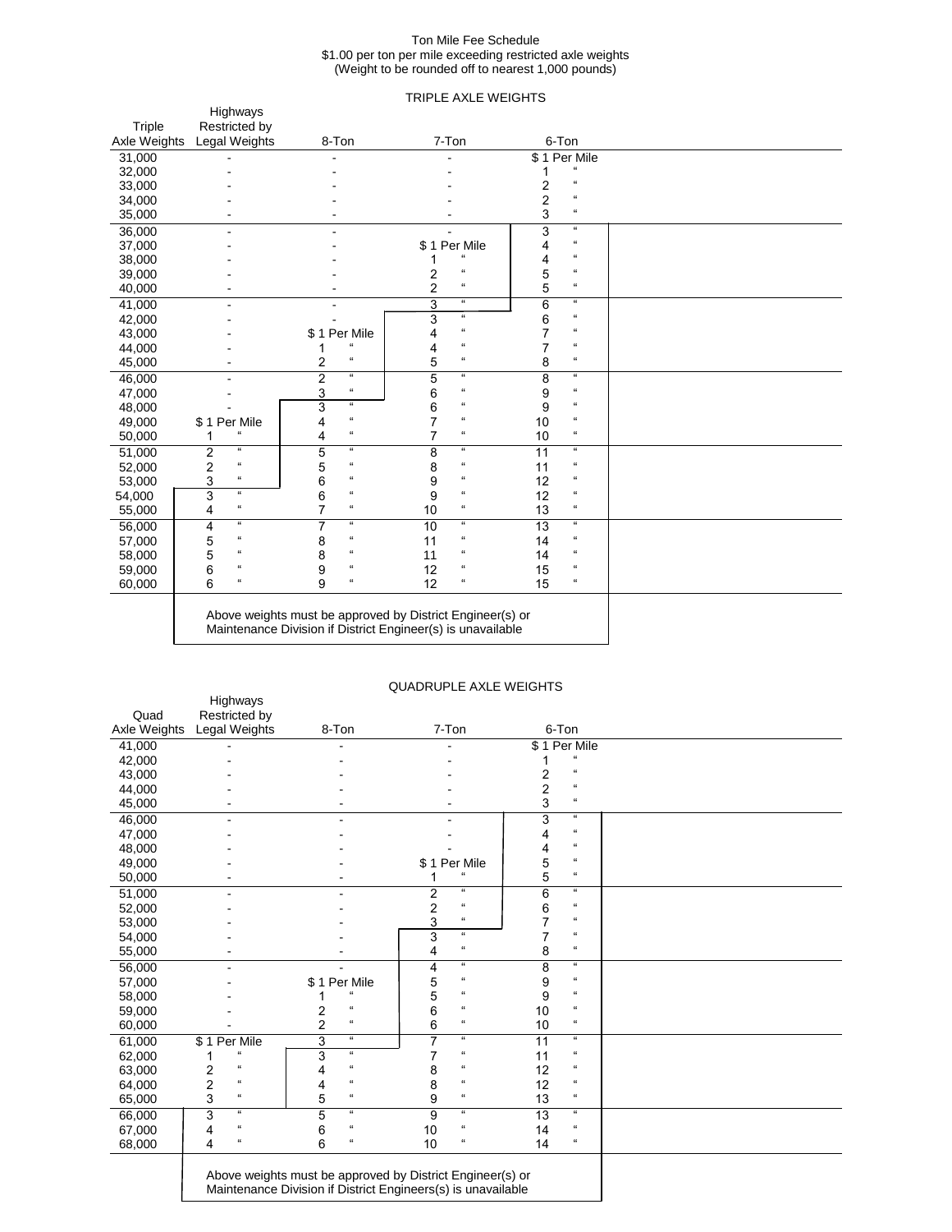Ton Mile Fee Schedule
$1.00 per ton per mile exceeding restricted axle weights
(Weight to be rounded off to nearest 1,000 pounds)

## TRIPLE AXLE WEIGHTS

| Triple Axle Weights | Highways Restricted by Legal Weights | 8-Ton | 7-Ton | 6-Ton |
|---|---|---|---|---|
| 31,000 | - | - | - | $ 1 Per Mile |
| 32,000 | - | - | - | 1 " |
| 33,000 | - | - | - | 2 " |
| 34,000 | - | - | - | 2 " |
| 35,000 | - | - | - | 3 " |
| 36,000 | - | - | - | 3 " |
| 37,000 | - | - | $ 1 Per Mile | 4 " |
| 38,000 | - | - | 1 " | 4 " |
| 39,000 | - | - | 2 " | 5 " |
| 40,000 | - | - | 2 " | 5 " |
| 41,000 | - | - | 3 " | 6 " |
| 42,000 | - | - | 3 " | 6 " |
| 43,000 | - | $ 1 Per Mile | 4 " | 7 " |
| 44,000 | - | 1 " | 4 " | 7 " |
| 45,000 | - | 2 " | 5 " | 8 " |
| 46,000 | - | 2 " | 5 " | 8 " |
| 47,000 | - | 3 " | 6 " | 9 " |
| 48,000 | - | 3 " | 6 " | 9 " |
| 49,000 | $ 1 Per Mile | 4 " | 7 " | 10 " |
| 50,000 | 1 " | 4 " | 7 " | 10 " |
| 51,000 | 2 " | 5 " | 8 " | 11 " |
| 52,000 | 2 " | 5 " | 8 " | 11 " |
| 53,000 | 3 " | 6 " | 9 " | 12 " |
| 54,000 | 3 " | 6 " | 9 " | 12 " |
| 55,000 | 4 " | 7 " | 10 " | 13 " |
| 56,000 | 4 " | 7 " | 10 " | 13 " |
| 57,000 | 5 " | 8 " | 11 " | 14 " |
| 58,000 | 5 " | 8 " | 11 " | 14 " |
| 59,000 | 6 " | 9 " | 12 " | 15 " |
| 60,000 | 6 " | 9 " | 12 " | 15 " |

Above weights must be approved by District Engineer(s) or Maintenance Division if District Engineer(s) is unavailable

## QUADRUPLE AXLE WEIGHTS

| Quad Axle Weights | Highways Restricted by Legal Weights | 8-Ton | 7-Ton | 6-Ton |
|---|---|---|---|---|
| 41,000 | - | - | - | $ 1 Per Mile |
| 42,000 | - | - | - | 1 " |
| 43,000 | - | - | - | 2 " |
| 44,000 | - | - | - | 2 " |
| 45,000 | - | - | - | 3 " |
| 46,000 | - | - | - | 3 " |
| 47,000 | - | - | - | 4 " |
| 48,000 | - | - | - | 4 " |
| 49,000 | - | - | $ 1 Per Mile | 5 " |
| 50,000 | - | - | 1 " | 5 " |
| 51,000 | - | - | 2 " | 6 " |
| 52,000 | - | - | 2 " | 6 " |
| 53,000 | - | - | 3 " | 7 " |
| 54,000 | - | - | 3 " | 7 " |
| 55,000 | - | - | 4 " | 8 " |
| 56,000 | - | - | 4 " | 8 " |
| 57,000 | - | $ 1 Per Mile | 5 " | 9 " |
| 58,000 | - | 1 " | 5 " | 9 " |
| 59,000 | - | 2 " | 6 " | 10 " |
| 60,000 | - | 2 " | 6 " | 10 " |
| 61,000 | $ 1 Per Mile | 3 " | 7 " | 11 " |
| 62,000 | 1 " | 3 " | 7 " | 11 " |
| 63,000 | 2 " | 4 " | 8 " | 12 " |
| 64,000 | 2 " | 4 " | 8 " | 12 " |
| 65,000 | 3 " | 5 " | 9 " | 13 " |
| 66,000 | 3 " | 5 " | 9 " | 13 " |
| 67,000 | 4 " | 6 " | 10 " | 14 " |
| 68,000 | 4 " | 6 " | 10 " | 14 " |

Above weights must be approved by District Engineer(s) or Maintenance Division if District Engineers(s) is unavailable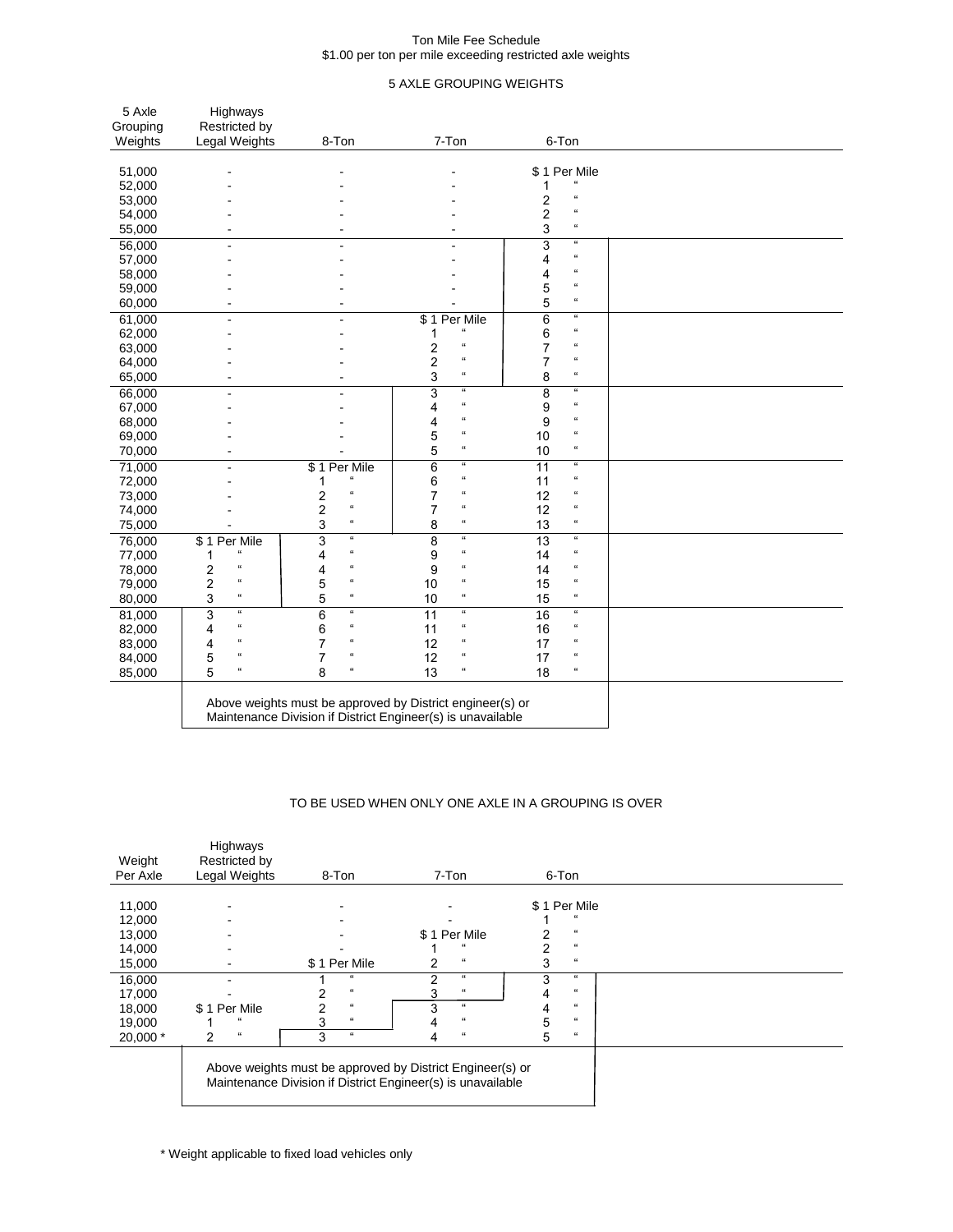Ton Mile Fee Schedule
$1.00 per ton per mile exceeding restricted axle weights

## 5 AXLE GROUPING WEIGHTS

| 5 Axle Grouping Weights | Highways Restricted by Legal Weights | 8-Ton | 7-Ton | 6-Ton |
|---|---|---|---|---|
| 51,000 | - | - | - | $ 1 Per Mile |
| 52,000 | - | - | - | 1 " |
| 53,000 | - | - | - | 2 " |
| 54,000 | - | - | - | 2 " |
| 55,000 | - | - | - | 3 " |
| 56,000 | - | - | - | 3 " |
| 57,000 | - | - | - | 4 " |
| 58,000 | - | - | - | 4 " |
| 59,000 | - | - | - | 5 " |
| 60,000 | - | - | - | 5 " |
| 61,000 | - | - | $ 1 Per Mile | 6 " |
| 62,000 | - | - | 1 " | 6 " |
| 63,000 | - | - | 2 " | 7 " |
| 64,000 | - | - | 2 " | 7 " |
| 65,000 | - | - | 3 " | 8 " |
| 66,000 | - | - | 3 " | 8 " |
| 67,000 | - | - | 4 " | 9 " |
| 68,000 | - | - | 4 " | 9 " |
| 69,000 | - | - | 5 " | 10 " |
| 70,000 | - | - | 5 " | 10 " |
| 71,000 | - | $ 1 Per Mile | 6 " | 11 " |
| 72,000 | - | 1 " | 6 " | 11 " |
| 73,000 | - | 2 " | 7 " | 12 " |
| 74,000 | - | 2 " | 7 " | 12 " |
| 75,000 | - | 3 " | 8 " | 13 " |
| 76,000 | $ 1 Per Mile | 3 " | 8 " | 13 " |
| 77,000 | 1 " | 4 " | 9 " | 14 " |
| 78,000 | 2 " | 4 " | 9 " | 14 " |
| 79,000 | 2 " | 5 " | 10 " | 15 " |
| 80,000 | 3 " | 5 " | 10 " | 15 " |
| 81,000 | 3 " | 6 " | 11 " | 16 " |
| 82,000 | 4 " | 6 " | 11 " | 16 " |
| 83,000 | 4 " | 7 " | 12 " | 17 " |
| 84,000 | 5 " | 7 " | 12 " | 17 " |
| 85,000 | 5 " | 8 " | 13 " | 18 " |

Above weights must be approved by District engineer(s) or Maintenance Division if District Engineer(s) is unavailable

## TO BE USED WHEN ONLY ONE AXLE IN A GROUPING IS OVER

| Weight Per Axle | Highways Restricted by Legal Weights | 8-Ton | 7-Ton | 6-Ton |
|---|---|---|---|---|
| 11,000 | - | - | - | $ 1 Per Mile |
| 12,000 | - | - | - | 1 " |
| 13,000 | - | - | $ 1 Per Mile | 2 " |
| 14,000 | - | - | 1 " | 2 " |
| 15,000 | - | $ 1 Per Mile | 2 " | 3 " |
| 16,000 | - | 1 " | 2 " | 3 " |
| 17,000 | - | 2 " | 3 " | 4 " |
| 18,000 | $ 1 Per Mile | 2 " | 3 " | 4 " |
| 19,000 | 1 " | 3 " | 4 " | 5 " |
| 20,000 * | 2 " | 3 " | 4 " | 5 " |

Above weights must be approved by District Engineer(s) or Maintenance Division if District Engineer(s) is unavailable

\* Weight applicable to fixed load vehicles only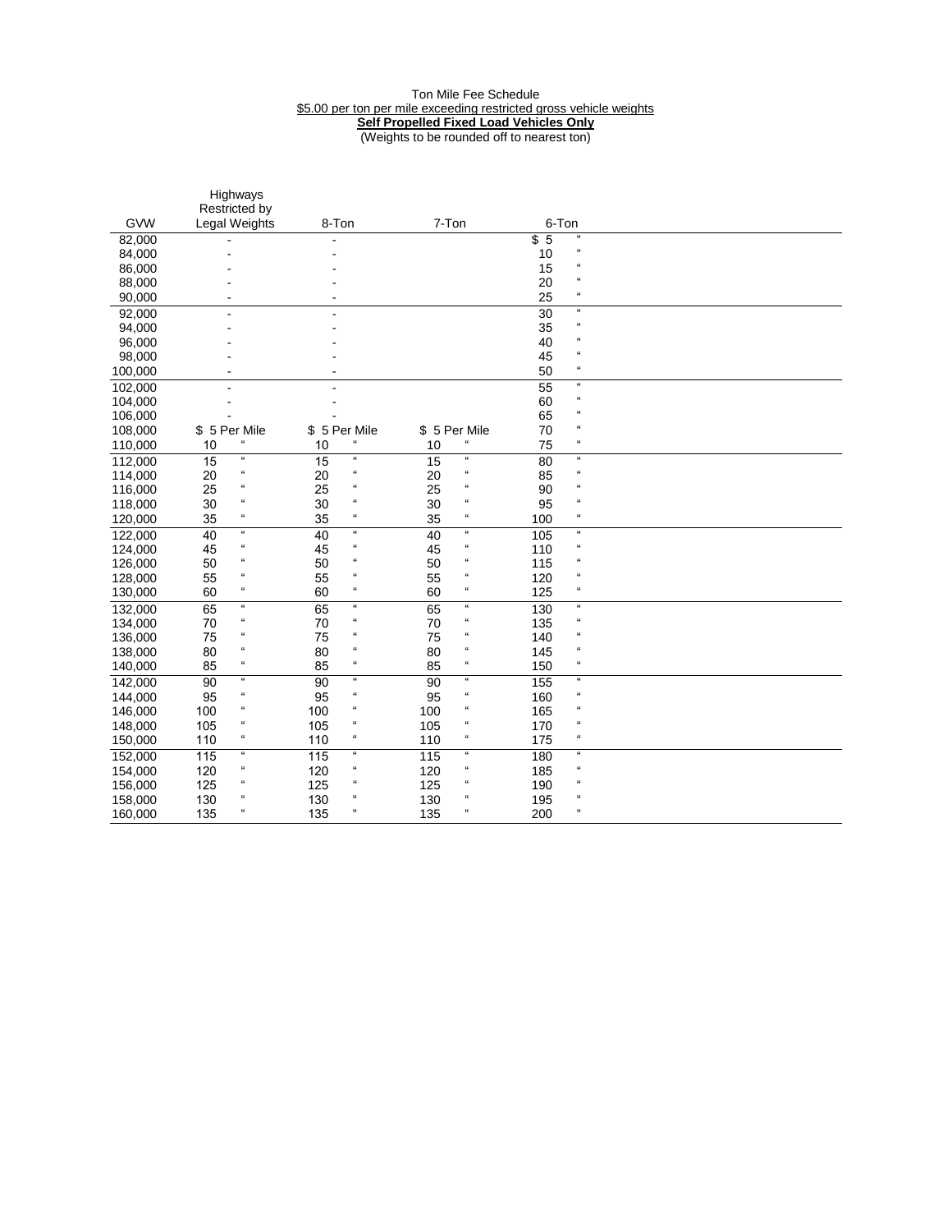Ton Mile Fee Schedule

$5.00 per ton per mile exceeding restricted gross vehicle weights

**Self Propelled Fixed Load Vehicles Only**

(Weights to be rounded off to nearest ton)

| GVW | Highways Restricted by Legal Weights | 8-Ton | 7-Ton | 6-Ton |
|---|---|---|---|---|
| 82,000 | - | - | | $ 5 " |
| 84,000 | - | - | | 10 " |
| 86,000 | - | - | | 15 " |
| 88,000 | - | - | | 20 " |
| 90,000 | - | - | | 25 " |
| 92,000 | - | - | | 30 " |
| 94,000 | - | - | | 35 " |
| 96,000 | - | - | | 40 " |
| 98,000 | - | - | | 45 " |
| 100,000 | - | - | | 50 " |
| 102,000 | - | - | | 55 " |
| 104,000 | - | - | | 60 " |
| 106,000 | - | - | | 65 " |
| 108,000 | $ 5 Per Mile | $ 5 Per Mile | $ 5 Per Mile | 70 " |
| 110,000 | 10 " | 10 " | 10 " | 75 " |
| 112,000 | 15 " | 15 " | 15 " | 80 " |
| 114,000 | 20 " | 20 " | 20 " | 85 " |
| 116,000 | 25 " | 25 " | 25 " | 90 " |
| 118,000 | 30 " | 30 " | 30 " | 95 " |
| 120,000 | 35 " | 35 " | 35 " | 100 " |
| 122,000 | 40 " | 40 " | 40 " | 105 " |
| 124,000 | 45 " | 45 " | 45 " | 110 " |
| 126,000 | 50 " | 50 " | 50 " | 115 " |
| 128,000 | 55 " | 55 " | 55 " | 120 " |
| 130,000 | 60 " | 60 " | 60 " | 125 " |
| 132,000 | 65 " | 65 " | 65 " | 130 " |
| 134,000 | 70 " | 70 " | 70 " | 135 " |
| 136,000 | 75 " | 75 " | 75 " | 140 " |
| 138,000 | 80 " | 80 " | 80 " | 145 " |
| 140,000 | 85 " | 85 " | 85 " | 150 " |
| 142,000 | 90 " | 90 " | 90 " | 155 " |
| 144,000 | 95 " | 95 " | 95 " | 160 " |
| 146,000 | 100 " | 100 " | 100 " | 165 " |
| 148,000 | 105 " | 105 " | 105 " | 170 " |
| 150,000 | 110 " | 110 " | 110 " | 175 " |
| 152,000 | 115 " | 115 " | 115 " | 180 " |
| 154,000 | 120 " | 120 " | 120 " | 185 " |
| 156,000 | 125 " | 125 " | 125 " | 190 " |
| 158,000 | 130 " | 130 " | 130 " | 195 " |
| 160,000 | 135 " | 135 " | 135 " | 200 " |